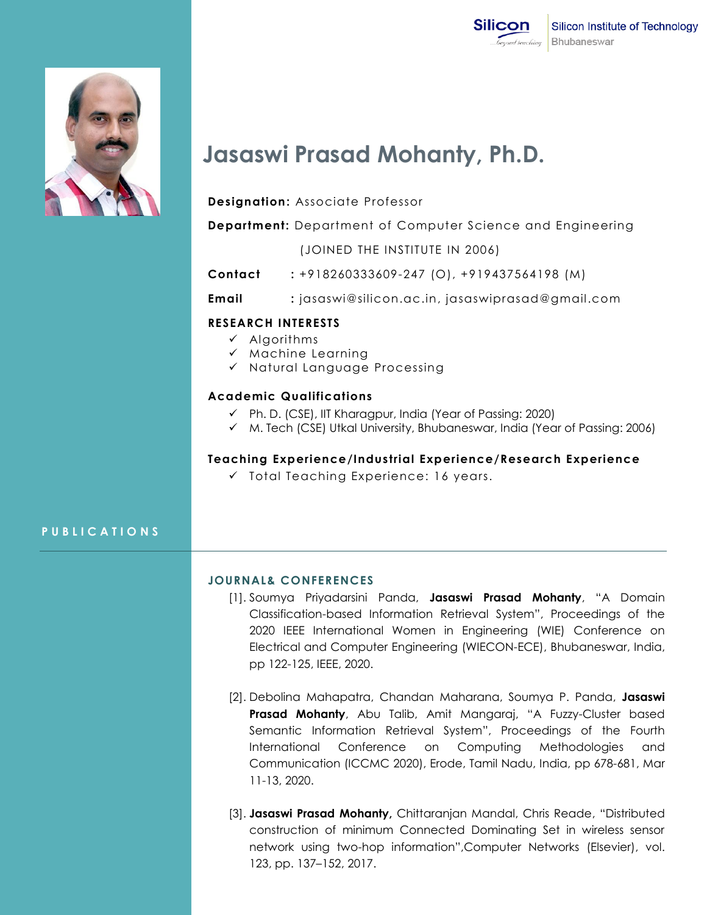Silicon Institute of Technology
Bhubaneswar

# Jasaswi Prasad Mohanty, Ph.D.

**Designation:** Associate Professor

**Department:** Department of Computer Science and Engineering

(JOINED THE INSTITUTE IN 2006)

**Contact** : +918260333609-247 (O), +919437564198 (M)

**Email** : jasaswi@silicon.ac.in, jasaswiprasad@gmail.com

### RESEARCH INTERESTS

- ✓ Algorithms
- ✓ Machine Learning
- ✓ Natural Language Processing

### Academic Qualifications

- ✓ Ph. D. (CSE), IIT Kharagpur, India (Year of Passing: 2020)
- ✓ M. Tech (CSE) Utkal University, Bhubaneswar, India (Year of Passing: 2006)

### Teaching Experience/Industrial Experience/Research Experience

- ✓ Total Teaching Experience: 16 years.

## PUBLICATIONS

### JOURNAL& CONFERENCES

[1]. Soumya Priyadarsini Panda, **Jasaswi Prasad Mohanty**, "A Domain Classification-based Information Retrieval System", Proceedings of the 2020 IEEE International Women in Engineering (WIE) Conference on Electrical and Computer Engineering (WIECON-ECE), Bhubaneswar, India, pp 122-125, IEEE, 2020.

[2]. Debolina Mahapatra, Chandan Maharana, Soumya P. Panda, **Jasaswi Prasad Mohanty**, Abu Talib, Amit Mangaraj, "A Fuzzy-Cluster based Semantic Information Retrieval System", Proceedings of the Fourth International Conference on Computing Methodologies and Communication (ICCMC 2020), Erode, Tamil Nadu, India, pp 678-681, Mar 11-13, 2020.

[3]. **Jasaswi Prasad Mohanty,** Chittaranjan Mandal, Chris Reade, "Distributed construction of minimum Connected Dominating Set in wireless sensor network using two-hop information",Computer Networks (Elsevier), vol. 123, pp. 137–152, 2017.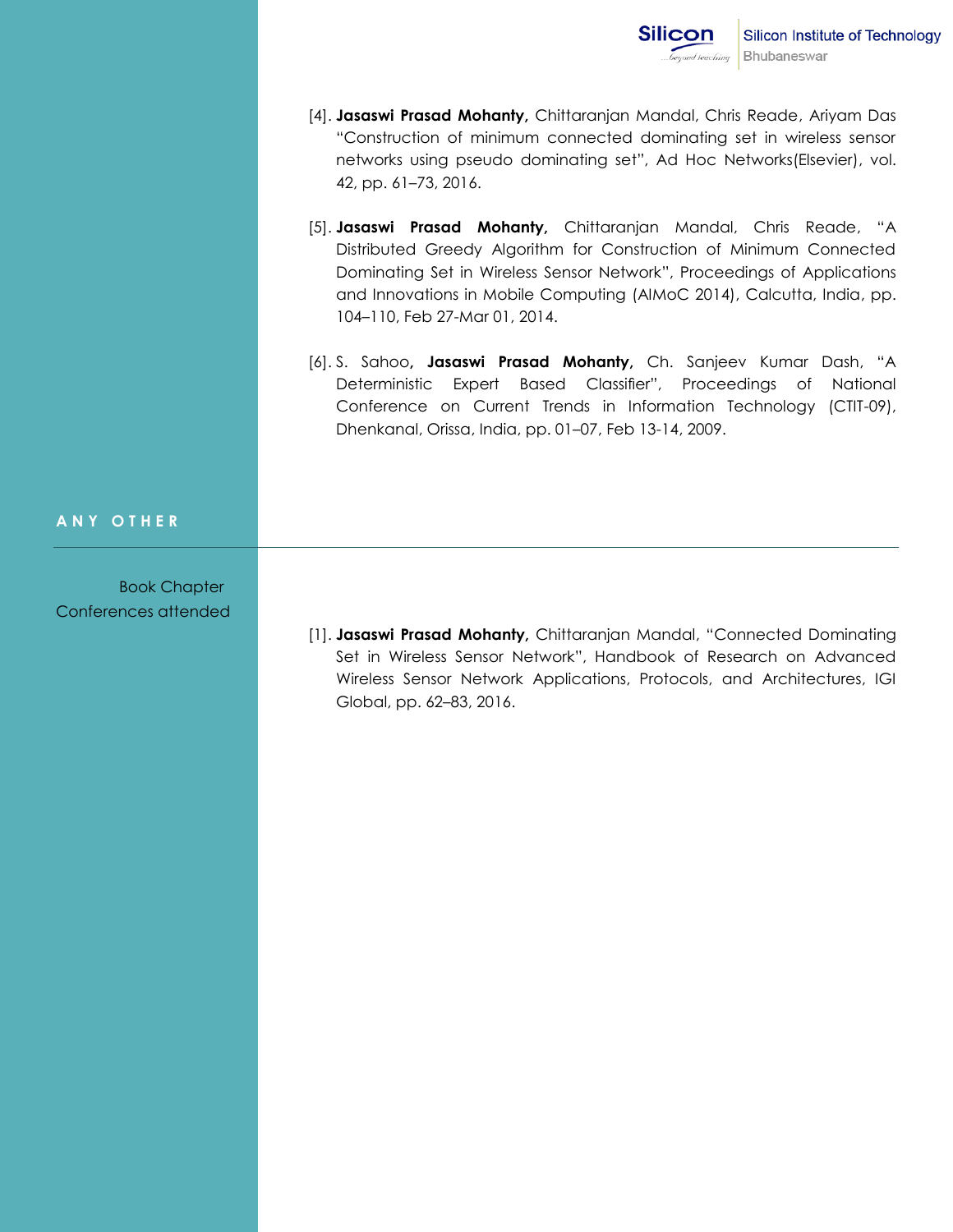[4]. **Jasaswi Prasad Mohanty,** Chittaranjan Mandal, Chris Reade, Ariyam Das "Construction of minimum connected dominating set in wireless sensor networks using pseudo dominating set", Ad Hoc Networks(Elsevier), vol. 42, pp. 61–73, 2016.

[5]. **Jasaswi Prasad Mohanty,** Chittaranjan Mandal, Chris Reade, "A Distributed Greedy Algorithm for Construction of Minimum Connected Dominating Set in Wireless Sensor Network", Proceedings of Applications and Innovations in Mobile Computing (AIMoC 2014), Calcutta, India, pp. 104–110, Feb 27-Mar 01, 2014.

[6]. S. Sahoo**, Jasaswi Prasad Mohanty,** Ch. Sanjeev Kumar Dash, "A Deterministic Expert Based Classifier", Proceedings of National Conference on Current Trends in Information Technology (CTIT-09), Dhenkanal, Orissa, India, pp. 01–07, Feb 13-14, 2009.

## ANY OTHER

Book Chapter

Conferences attended

[1]. **Jasaswi Prasad Mohanty,** Chittaranjan Mandal, "Connected Dominating Set in Wireless Sensor Network", Handbook of Research on Advanced Wireless Sensor Network Applications, Protocols, and Architectures, IGI Global, pp. 62–83, 2016.